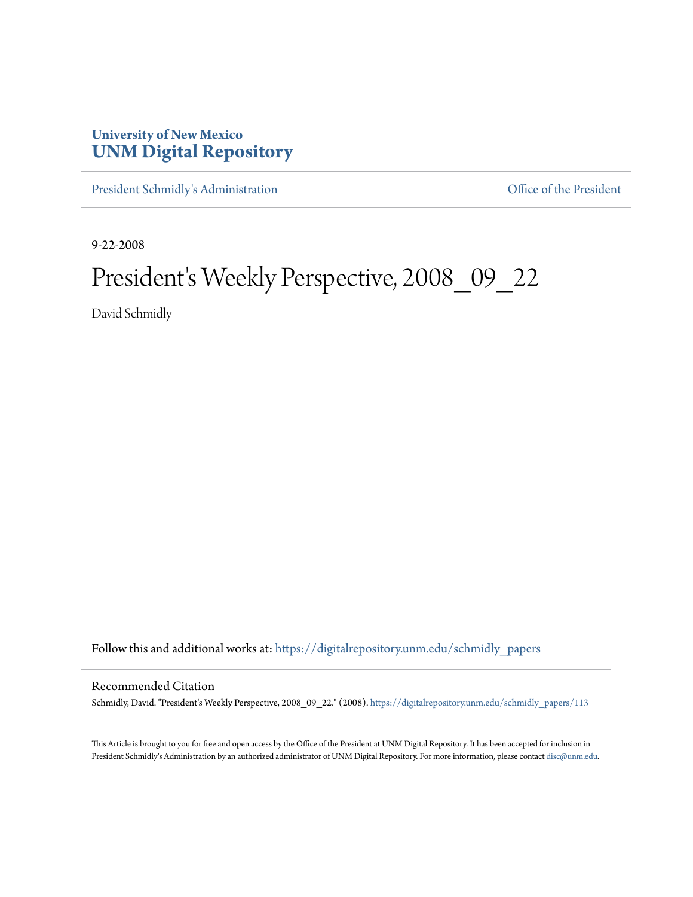# University of New Mexico
# UNM Digital Repository

President Schmidly's Administration | Office of the President

9-22-2008

# President's Weekly Perspective, 2008_09_22

David Schmidly

Follow this and additional works at: https://digitalrepository.unm.edu/schmidly_papers

## Recommended Citation

Schmidly, David. "President's Weekly Perspective, 2008_09_22." (2008). https://digitalrepository.unm.edu/schmidly_papers/113

This Article is brought to you for free and open access by the Office of the President at UNM Digital Repository. It has been accepted for inclusion in President Schmidly's Administration by an authorized administrator of UNM Digital Repository. For more information, please contact disc@unm.edu.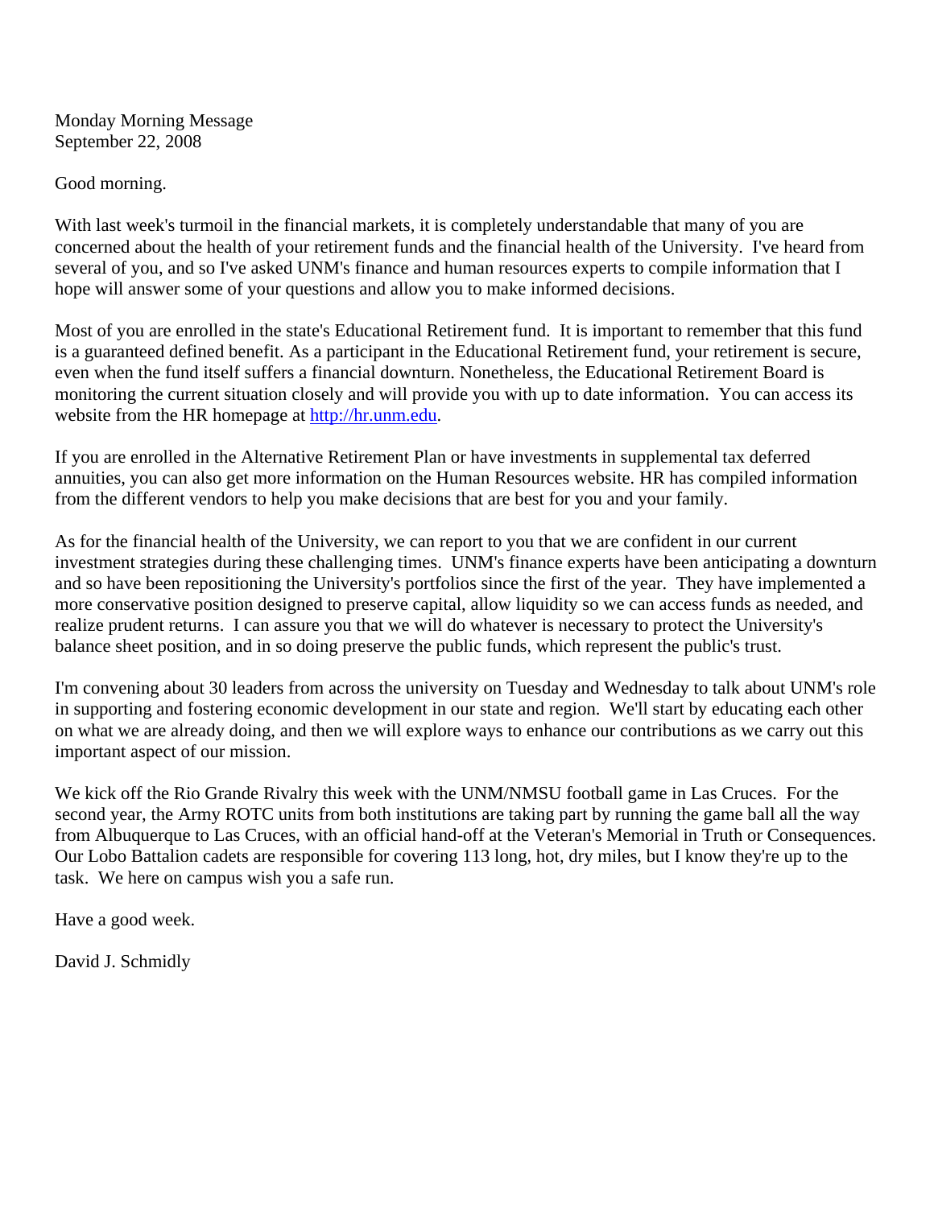Monday Morning Message
September 22, 2008

Good morning.

With last week's turmoil in the financial markets, it is completely understandable that many of you are concerned about the health of your retirement funds and the financial health of the University. I've heard from several of you, and so I've asked UNM's finance and human resources experts to compile information that I hope will answer some of your questions and allow you to make informed decisions.

Most of you are enrolled in the state's Educational Retirement fund. It is important to remember that this fund is a guaranteed defined benefit. As a participant in the Educational Retirement fund, your retirement is secure, even when the fund itself suffers a financial downturn. Nonetheless, the Educational Retirement Board is monitoring the current situation closely and will provide you with up to date information. You can access its website from the HR homepage at [http://hr.unm.edu](http://hr.unm.edu).

If you are enrolled in the Alternative Retirement Plan or have investments in supplemental tax deferred annuities, you can also get more information on the Human Resources website. HR has compiled information from the different vendors to help you make decisions that are best for you and your family.

As for the financial health of the University, we can report to you that we are confident in our current investment strategies during these challenging times. UNM's finance experts have been anticipating a downturn and so have been repositioning the University's portfolios since the first of the year. They have implemented a more conservative position designed to preserve capital, allow liquidity so we can access funds as needed, and realize prudent returns. I can assure you that we will do whatever is necessary to protect the University's balance sheet position, and in so doing preserve the public funds, which represent the public's trust.

I'm convening about 30 leaders from across the university on Tuesday and Wednesday to talk about UNM's role in supporting and fostering economic development in our state and region. We'll start by educating each other on what we are already doing, and then we will explore ways to enhance our contributions as we carry out this important aspect of our mission.

We kick off the Rio Grande Rivalry this week with the UNM/NMSU football game in Las Cruces. For the second year, the Army ROTC units from both institutions are taking part by running the game ball all the way from Albuquerque to Las Cruces, with an official hand-off at the Veteran's Memorial in Truth or Consequences. Our Lobo Battalion cadets are responsible for covering 113 long, hot, dry miles, but I know they're up to the task. We here on campus wish you a safe run.

Have a good week.

David J. Schmidly